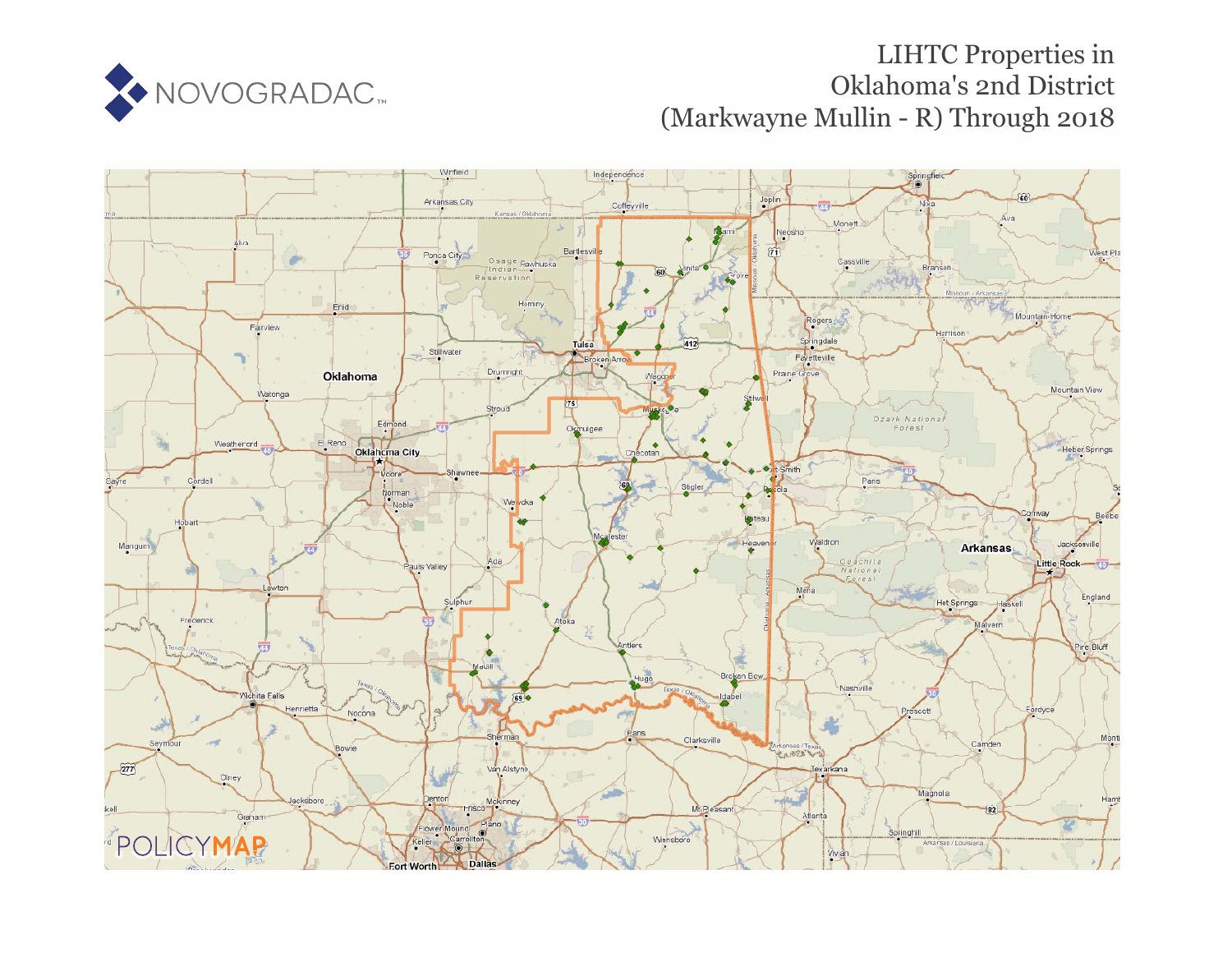# LIHTC Properties in Oklahoma's 2nd District (Markwayne Mullin - R) Through 2018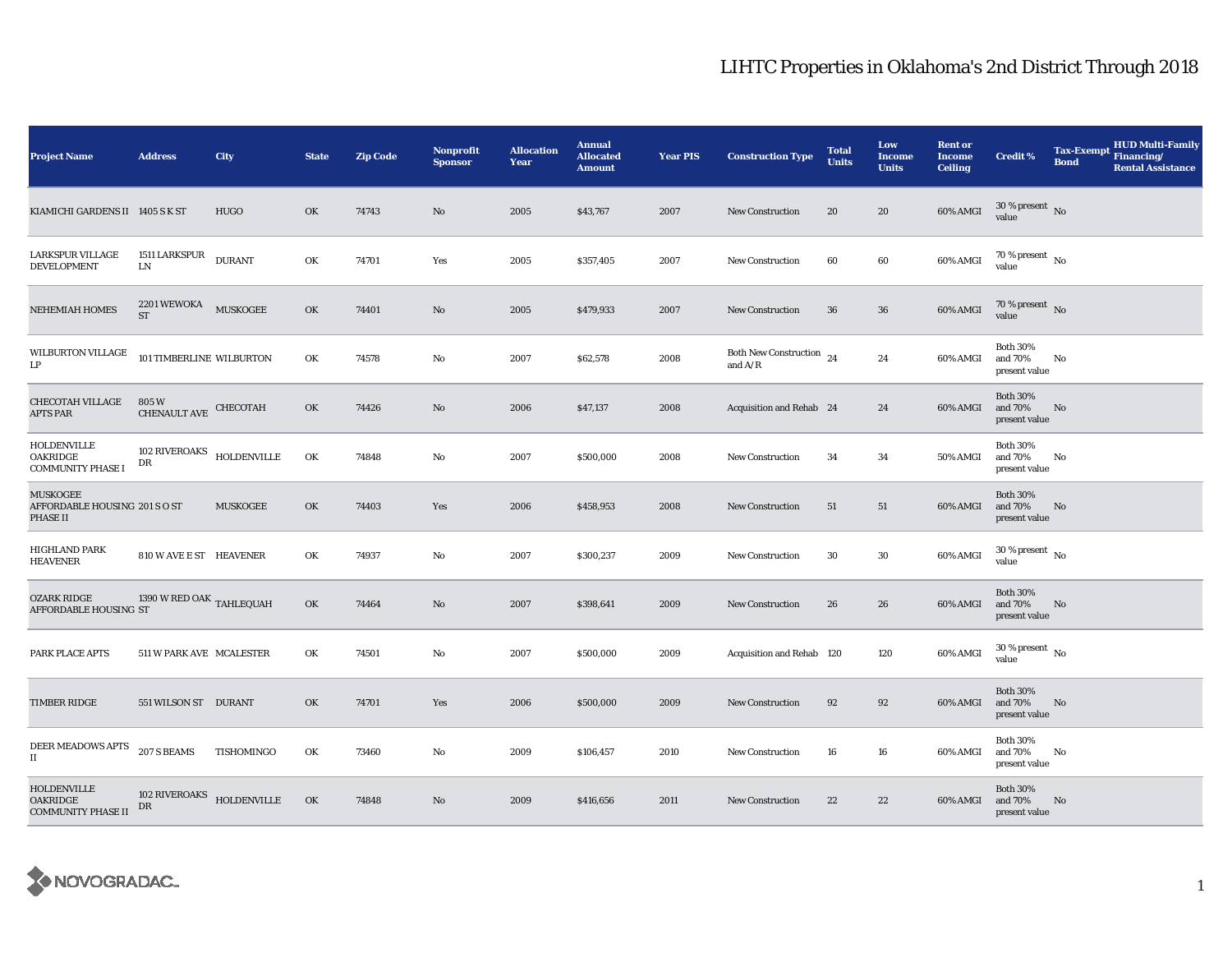# LIHTC Properties in Oklahoma's 2nd District Through 2018

| Project Name | Address | City | State | Zip Code | Nonprofit Sponsor | Allocation Year | Annual Allocated Amount | Year PIS | Construction Type | Total Units | Low Income Units | Rent or Income Ceiling | Credit % | Tax-Exempt Bond | HUD Multi-Family Financing/ Rental Assistance |
|---|---|---|---|---|---|---|---|---|---|---|---|---|---|---|---|
| KIAMICHI GARDENS II | 1405 S K ST | HUGO | OK | 74743 | No | 2005 | $43,767 | 2007 | New Construction | 20 | 20 | 60% AMGI | 30 % present value | No | |
| LARKSPUR VILLAGE DEVELOPMENT | 1511 LARKSPUR LN | DURANT | OK | 74701 | Yes | 2005 | $357,405 | 2007 | New Construction | 60 | 60 | 60% AMGI | 70 % present value | No | |
| NEHEMIAH HOMES | 2201 WEWOKA ST | MUSKOGEE | OK | 74401 | No | 2005 | $479,933 | 2007 | New Construction | 36 | 36 | 60% AMGI | 70 % present value | No | |
| WILBURTON VILLAGE LP | 101 TIMBERLINE | WILBURTON | OK | 74578 | No | 2007 | $62,578 | 2008 | Both New Construction and A/R | 24 | 24 | 60% AMGI | Both 30% and 70% present value | No | |
| CHECOTAH VILLAGE APTS PAR | 805 W CHENAULT AVE | CHECOTAH | OK | 74426 | No | 2006 | $47,137 | 2008 | Acquisition and Rehab | 24 | 24 | 60% AMGI | Both 30% and 70% present value | No | |
| HOLDENVILLE OAKRIDGE COMMUNITY PHASE I | 102 RIVEROAKS DR | HOLDENVILLE | OK | 74848 | No | 2007 | $500,000 | 2008 | New Construction | 34 | 34 | 50% AMGI | Both 30% and 70% present value | No | |
| MUSKOGEE AFFORDABLE HOUSING PHASE II | 201 S O ST | MUSKOGEE | OK | 74403 | Yes | 2006 | $458,953 | 2008 | New Construction | 51 | 51 | 60% AMGI | Both 30% and 70% present value | No | |
| HIGHLAND PARK HEAVENER | 810 W AVE E ST | HEAVENER | OK | 74937 | No | 2007 | $300,237 | 2009 | New Construction | 30 | 30 | 60% AMGI | 30 % present value | No | |
| OZARK RIDGE AFFORDABLE HOUSING | 1390 W RED OAK ST | TAHLEQUAH | OK | 74464 | No | 2007 | $398,641 | 2009 | New Construction | 26 | 26 | 60% AMGI | Both 30% and 70% present value | No | |
| PARK PLACE APTS | 511 W PARK AVE | MCALESTER | OK | 74501 | No | 2007 | $500,000 | 2009 | Acquisition and Rehab | 120 | 120 | 60% AMGI | 30 % present value | No | |
| TIMBER RIDGE | 551 WILSON ST | DURANT | OK | 74701 | Yes | 2006 | $500,000 | 2009 | New Construction | 92 | 92 | 60% AMGI | Both 30% and 70% present value | No | |
| DEER MEADOWS APTS II | 207 S BEAMS | TISHOMINGO | OK | 73460 | No | 2009 | $106,457 | 2010 | New Construction | 16 | 16 | 60% AMGI | Both 30% and 70% present value | No | |
| HOLDENVILLE OAKRIDGE COMMUNITY PHASE II | 102 RIVEROAKS DR | HOLDENVILLE | OK | 74848 | No | 2009 | $416,656 | 2011 | New Construction | 22 | 22 | 60% AMGI | Both 30% and 70% present value | No | |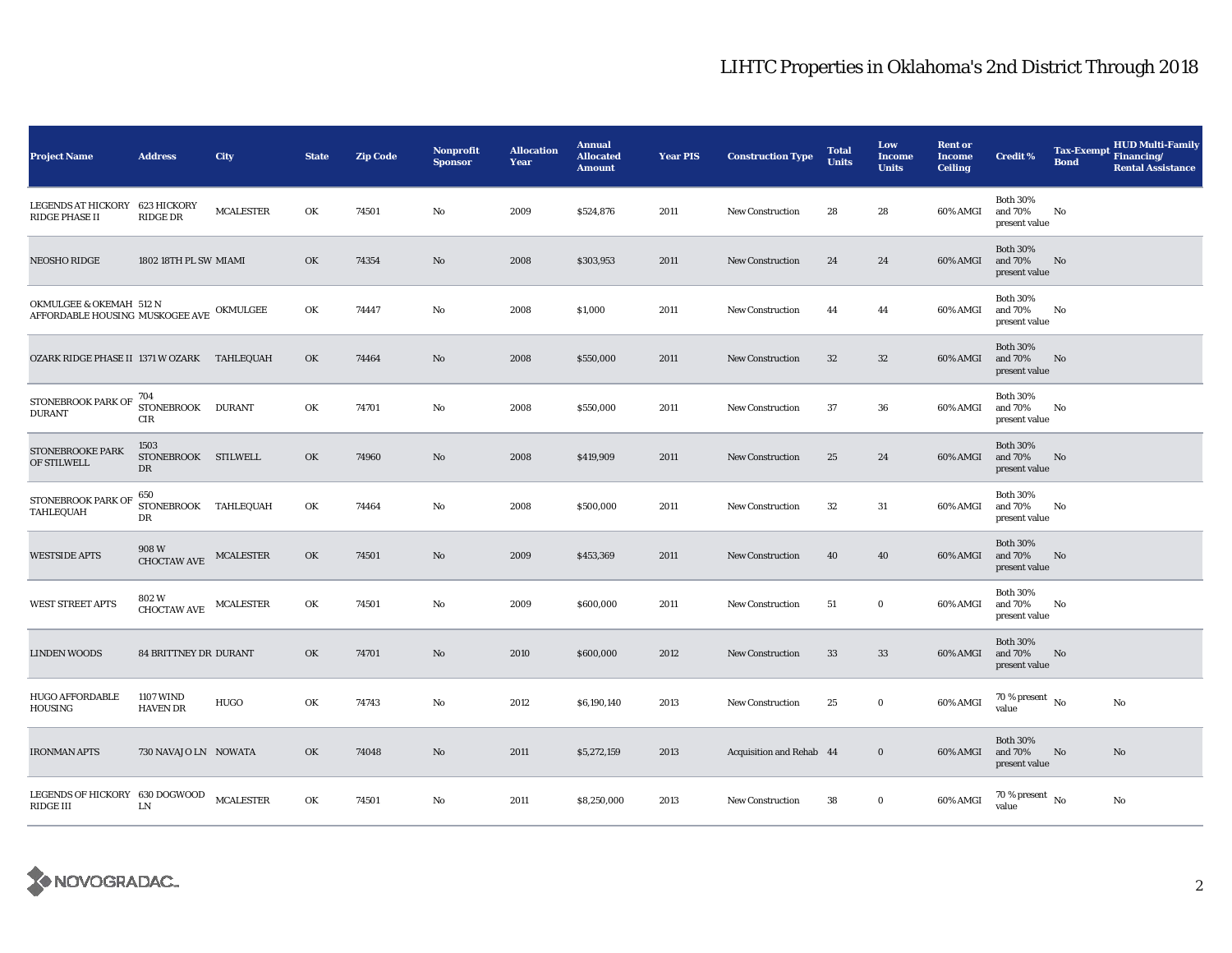# LIHTC Properties in Oklahoma's 2nd District Through 2018

| Project Name | Address | City | State | Zip Code | Nonprofit Sponsor | Allocation Year | Annual Allocated Amount | Year PIS | Construction Type | Total Units | Low Income Units | Rent or Income Ceiling | Credit % | Tax-Exempt Bond | HUD Multi-Family Financing/ Rental Assistance |
|---|---|---|---|---|---|---|---|---|---|---|---|---|---|---|---|
| LEGENDS AT HICKORY RIDGE PHASE II | 623 HICKORY RIDGE DR | MCALESTER | OK | 74501 | No | 2009 | $524,876 | 2011 | New Construction | 28 | 28 | 60% AMGI | Both 30% and 70% present value | No | |
| NEOSHO RIDGE | 1802 18TH PL SW | MIAMI | OK | 74354 | No | 2008 | $303,953 | 2011 | New Construction | 24 | 24 | 60% AMGI | Both 30% and 70% present value | No | |
| OKMULGEE & OKEMAH AFFORDABLE HOUSING | 512 N MUSKOGEE AVE | OKMULGEE | OK | 74447 | No | 2008 | $1,000 | 2011 | New Construction | 44 | 44 | 60% AMGI | Both 30% and 70% present value | No | |
| OZARK RIDGE PHASE II | 1371 W OZARK | TAHLEQUAH | OK | 74464 | No | 2008 | $550,000 | 2011 | New Construction | 32 | 32 | 60% AMGI | Both 30% and 70% present value | No | |
| STONEBROOK PARK OF DURANT | 704 STONEBROOK CIR | DURANT | OK | 74701 | No | 2008 | $550,000 | 2011 | New Construction | 37 | 36 | 60% AMGI | Both 30% and 70% present value | No | |
| STONEBROOKE PARK OF STILWELL | 1503 STONEBROOK DR | STILWELL | OK | 74960 | No | 2008 | $419,909 | 2011 | New Construction | 25 | 24 | 60% AMGI | Both 30% and 70% present value | No | |
| STONEBROOK PARK OF TAHLEQUAH | 650 STONEBROOK DR | TAHLEQUAH | OK | 74464 | No | 2008 | $500,000 | 2011 | New Construction | 32 | 31 | 60% AMGI | Both 30% and 70% present value | No | |
| WESTSIDE APTS | 908 W CHOCTAW AVE | MCALESTER | OK | 74501 | No | 2009 | $453,369 | 2011 | New Construction | 40 | 40 | 60% AMGI | Both 30% and 70% present value | No | |
| WEST STREET APTS | 802 W CHOCTAW AVE | MCALESTER | OK | 74501 | No | 2009 | $600,000 | 2011 | New Construction | 51 | 0 | 60% AMGI | Both 30% and 70% present value | No | |
| LINDEN WOODS | 84 BRITTNEY DR | DURANT | OK | 74701 | No | 2010 | $600,000 | 2012 | New Construction | 33 | 33 | 60% AMGI | Both 30% and 70% present value | No | |
| HUGO AFFORDABLE HOUSING | 1107 WIND HAVEN DR | HUGO | OK | 74743 | No | 2012 | $6,190,140 | 2013 | New Construction | 25 | 0 | 60% AMGI | 70 % present value | No | No |
| IRONMAN APTS | 730 NAVAJO LN | NOWATA | OK | 74048 | No | 2011 | $5,272,159 | 2013 | Acquisition and Rehab | 44 | 0 | 60% AMGI | Both 30% and 70% present value | No | No |
| LEGENDS OF HICKORY RIDGE III | 630 DOGWOOD LN | MCALESTER | OK | 74501 | No | 2011 | $8,250,000 | 2013 | New Construction | 38 | 0 | 60% AMGI | 70 % present value | No | No |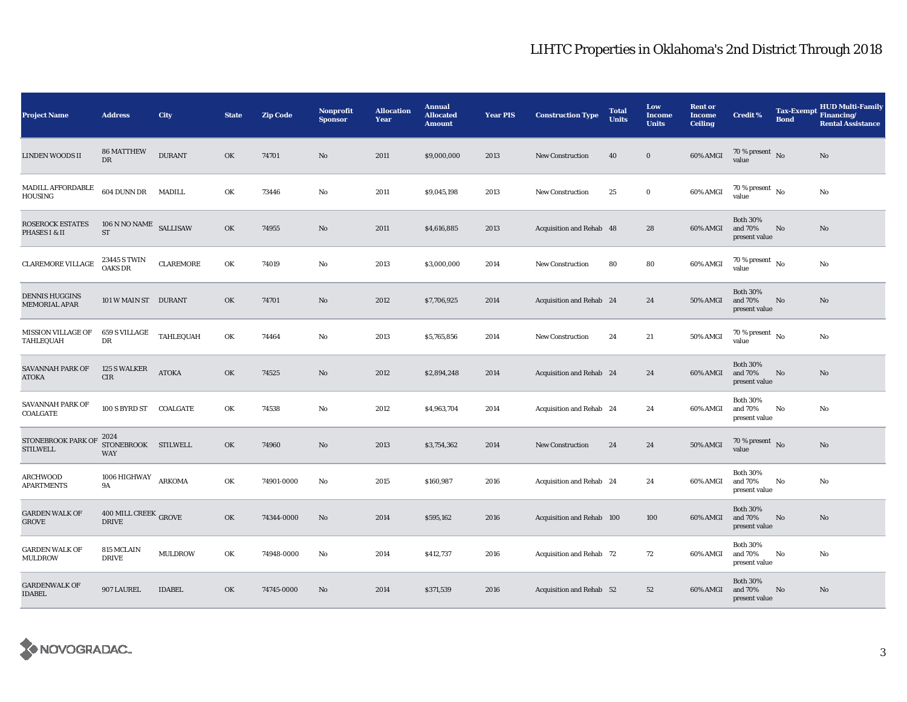# LIHTC Properties in Oklahoma's 2nd District Through 2018

| Project Name | Address | City | State | Zip Code | Nonprofit Sponsor | Allocation Year | Annual Allocated Amount | Year PIS | Construction Type | Total Units | Low Income Units | Rent or Income Ceiling | Credit % | Tax-Exempt Bond | HUD Multi-Family Financing/ Rental Assistance |
|---|---|---|---|---|---|---|---|---|---|---|---|---|---|---|---|
| LINDEN WOODS II | 86 MATTHEW DR | DURANT | OK | 74701 | No | 2011 | $9,000,000 | 2013 | New Construction | 40 | 0 | 60% AMGI | 70 % present value | No | No |
| MADILL AFFORDABLE HOUSING | 604 DUNN DR | MADILL | OK | 73446 | No | 2011 | $9,045,198 | 2013 | New Construction | 25 | 0 | 60% AMGI | 70 % present value | No | No |
| ROSEROCK ESTATES PHASES I & II | 106 N NO NAME ST | SALLISAW | OK | 74955 | No | 2011 | $4,616,885 | 2013 | Acquisition and Rehab | 48 | 28 | 60% AMGI | Both 30% and 70% present value | No | No |
| CLAREMORE VILLAGE | 23445 S TWIN OAKS DR | CLAREMORE | OK | 74019 | No | 2013 | $3,000,000 | 2014 | New Construction | 80 | 80 | 60% AMGI | 70 % present value | No | No |
| DENNIS HUGGINS MEMORIAL APAR | 101 W MAIN ST | DURANT | OK | 74701 | No | 2012 | $7,706,925 | 2014 | Acquisition and Rehab | 24 | 24 | 50% AMGI | Both 30% and 70% present value | No | No |
| MISSION VILLAGE OF TAHLEQUAH | 659 S VILLAGE DR | TAHLEQUAH | OK | 74464 | No | 2013 | $5,765,856 | 2014 | New Construction | 24 | 21 | 50% AMGI | 70 % present value | No | No |
| SAVANNAH PARK OF ATOKA | 125 S WALKER CIR | ATOKA | OK | 74525 | No | 2012 | $2,894,248 | 2014 | Acquisition and Rehab | 24 | 24 | 60% AMGI | Both 30% and 70% present value | No | No |
| SAVANNAH PARK OF COALGATE | 100 S BYRD ST | COALGATE | OK | 74538 | No | 2012 | $4,963,704 | 2014 | Acquisition and Rehab | 24 | 24 | 60% AMGI | Both 30% and 70% present value | No | No |
| STONEBROOK PARK OF STILWELL | 2024 STONEBROOK WAY | STILWELL | OK | 74960 | No | 2013 | $3,754,362 | 2014 | New Construction | 24 | 24 | 50% AMGI | 70 % present value | No | No |
| ARCHWOOD APARTMENTS | 1006 HIGHWAY 9A | ARKOMA | OK | 74901-0000 | No | 2015 | $160,987 | 2016 | Acquisition and Rehab | 24 | 24 | 60% AMGI | Both 30% and 70% present value | No | No |
| GARDEN WALK OF GROVE | 400 MILL CREEK DRIVE | GROVE | OK | 74344-0000 | No | 2014 | $595,162 | 2016 | Acquisition and Rehab | 100 | 100 | 60% AMGI | Both 30% and 70% present value | No | No |
| GARDEN WALK OF MULDROW | 815 MCLAIN DRIVE | MULDROW | OK | 74948-0000 | No | 2014 | $412,737 | 2016 | Acquisition and Rehab | 72 | 72 | 60% AMGI | Both 30% and 70% present value | No | No |
| GARDENWALK OF IDABEL | 907 LAUREL | IDABEL | OK | 74745-0000 | No | 2014 | $371,539 | 2016 | Acquisition and Rehab | 52 | 52 | 60% AMGI | Both 30% and 70% present value | No | No |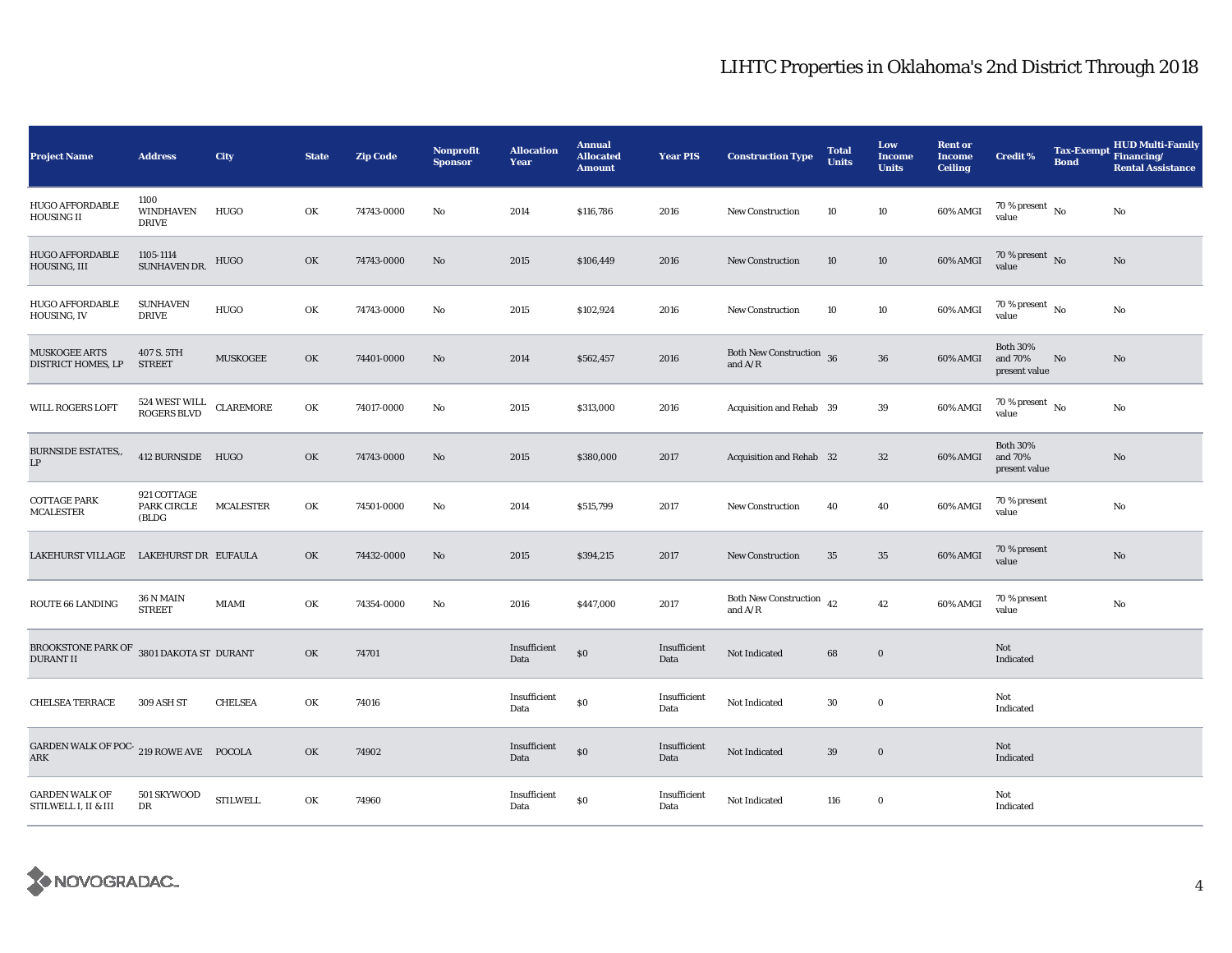# LIHTC Properties in Oklahoma's 2nd District Through 2018

| Project Name | Address | City | State | Zip Code | Nonprofit Sponsor | Allocation Year | Annual Allocated Amount | Year PIS | Construction Type | Total Units | Low Income Units | Rent or Income Ceiling | Credit % | Tax-Exempt Bond | HUD Multi-Family Financing/ Rental Assistance |
|---|---|---|---|---|---|---|---|---|---|---|---|---|---|---|---|
| HUGO AFFORDABLE HOUSING II | 1100 WINDHAVEN DRIVE | HUGO | OK | 74743-0000 | No | 2014 | $116,786 | 2016 | New Construction | 10 | 10 | 60% AMGI | 70 % present value | No | No |
| HUGO AFFORDABLE HOUSING, III | 1105-1114 SUNHAVEN DR. | HUGO | OK | 74743-0000 | No | 2015 | $106,449 | 2016 | New Construction | 10 | 10 | 60% AMGI | 70 % present value | No | No |
| HUGO AFFORDABLE HOUSING, IV | SUNHAVEN DRIVE | HUGO | OK | 74743-0000 | No | 2015 | $102,924 | 2016 | New Construction | 10 | 10 | 60% AMGI | 70 % present value | No | No |
| MUSKOGEE ARTS DISTRICT HOMES, LP | 407 S. 5TH STREET | MUSKOGEE | OK | 74401-0000 | No | 2014 | $562,457 | 2016 | Both New Construction and A/R | 36 | 36 | 60% AMGI | Both 30% and 70% present value | No | No |
| WILL ROGERS LOFT | 524 WEST WILL ROGERS BLVD | CLAREMORE | OK | 74017-0000 | No | 2015 | $313,000 | 2016 | Acquisition and Rehab | 39 | 39 | 60% AMGI | 70 % present value | No | No |
| BURNSIDE ESTATES,, LP | 412 BURNSIDE | HUGO | OK | 74743-0000 | No | 2015 | $380,000 | 2017 | Acquisition and Rehab | 32 | 32 | 60% AMGI | Both 30% and 70% present value | | No |
| COTTAGE PARK MCALESTER | 921 COTTAGE PARK CIRCLE (BLDG | MCALESTER | OK | 74501-0000 | No | 2014 | $515,799 | 2017 | New Construction | 40 | 40 | 60% AMGI | 70 % present value | | No |
| LAKEHURST VILLAGE | LAKEHURST DR | EUFAULA | OK | 74432-0000 | No | 2015 | $394,215 | 2017 | New Construction | 35 | 35 | 60% AMGI | 70 % present value | | No |
| ROUTE 66 LANDING | 36 N MAIN STREET | MIAMI | OK | 74354-0000 | No | 2016 | $447,000 | 2017 | Both New Construction and A/R | 42 | 42 | 60% AMGI | 70 % present value | | No |
| BROOKSTONE PARK OF DURANT II | 3801 DAKOTA ST | DURANT | OK | 74701 | | Insufficient Data | $0 | Insufficient Data | Not Indicated | 68 | 0 | | Not Indicated | | |
| CHELSEA TERRACE | 309 ASH ST | CHELSEA | OK | 74016 | | Insufficient Data | $0 | Insufficient Data | Not Indicated | 30 | 0 | | Not Indicated | | |
| GARDEN WALK OF POC-ARK | 219 ROWE AVE | POCOLA | OK | 74902 | | Insufficient Data | $0 | Insufficient Data | Not Indicated | 39 | 0 | | Not Indicated | | |
| GARDEN WALK OF STILWELL I, II & III | 501 SKYWOOD DR | STILWELL | OK | 74960 | | Insufficient Data | $0 | Insufficient Data | Not Indicated | 116 | 0 | | Not Indicated | | |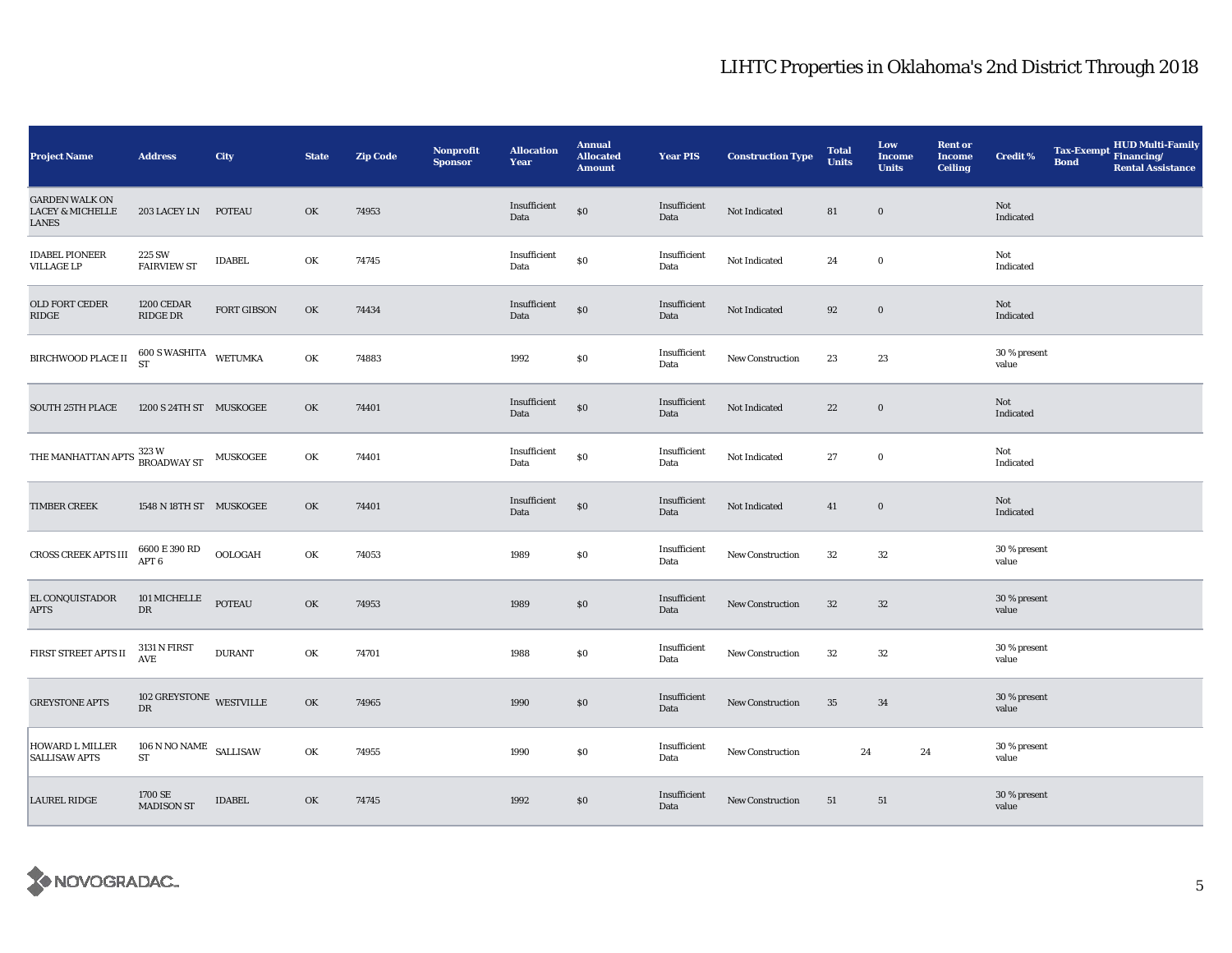| Project Name | Address | City | State | Zip Code | Nonprofit Sponsor | Allocation Year | Annual Allocated Amount | Year PIS | Construction Type | Total Units | Low Income Units | Rent or Income Ceiling | Credit % | Tax-Exempt Bond | HUD Multi-Family Financing/ Rental Assistance |
|---|---|---|---|---|---|---|---|---|---|---|---|---|---|---|---|
| GARDEN WALK ON LACEY & MICHELLE LANES | 203 LACEY LN | POTEAU | OK | 74953 | | Insufficient Data | $0 | Insufficient Data | Not Indicated | 81 | 0 | | Not Indicated | | |
| IDABEL PIONEER VILLAGE LP | 225 SW FAIRVIEW ST | IDABEL | OK | 74745 | | Insufficient Data | $0 | Insufficient Data | Not Indicated | 24 | 0 | | Not Indicated | | |
| OLD FORT CEDER RIDGE | 1200 CEDAR RIDGE DR | FORT GIBSON | OK | 74434 | | Insufficient Data | $0 | Insufficient Data | Not Indicated | 92 | 0 | | Not Indicated | | |
| BIRCHWOOD PLACE II | 600 S WASHITA ST | WETUMKA | OK | 74883 | | 1992 | $0 | Insufficient Data | New Construction | 23 | 23 | | 30 % present value | | |
| SOUTH 25TH PLACE | 1200 S 24TH ST | MUSKOGEE | OK | 74401 | | Insufficient Data | $0 | Insufficient Data | Not Indicated | 22 | 0 | | Not Indicated | | |
| THE MANHATTAN APTS | 323 W BROADWAY ST | MUSKOGEE | OK | 74401 | | Insufficient Data | $0 | Insufficient Data | Not Indicated | 27 | 0 | | Not Indicated | | |
| TIMBER CREEK | 1548 N 18TH ST | MUSKOGEE | OK | 74401 | | Insufficient Data | $0 | Insufficient Data | Not Indicated | 41 | 0 | | Not Indicated | | |
| CROSS CREEK APTS III | 6600 E 390 RD APT 6 | OOLOGAH | OK | 74053 | | 1989 | $0 | Insufficient Data | New Construction | 32 | 32 | | 30 % present value | | |
| EL CONQUISTADOR APTS | 101 MICHELLE DR | POTEAU | OK | 74953 | | 1989 | $0 | Insufficient Data | New Construction | 32 | 32 | | 30 % present value | | |
| FIRST STREET APTS II | 3131 N FIRST AVE | DURANT | OK | 74701 | | 1988 | $0 | Insufficient Data | New Construction | 32 | 32 | | 30 % present value | | |
| GREYSTONE APTS | 102 GREYSTONE DR | WESTVILLE | OK | 74965 | | 1990 | $0 | Insufficient Data | New Construction | 35 | 34 | | 30 % present value | | |
| HOWARD L MILLER SALLISAW APTS | 106 N NO NAME ST | SALLISAW | OK | 74955 | | 1990 | $0 | Insufficient Data | New Construction | 24 | 24 | | 30 % present value | | |
| LAUREL RIDGE | 1700 SE MADISON ST | IDABEL | OK | 74745 | | 1992 | $0 | Insufficient Data | New Construction | 51 | 51 | | 30 % present value | | |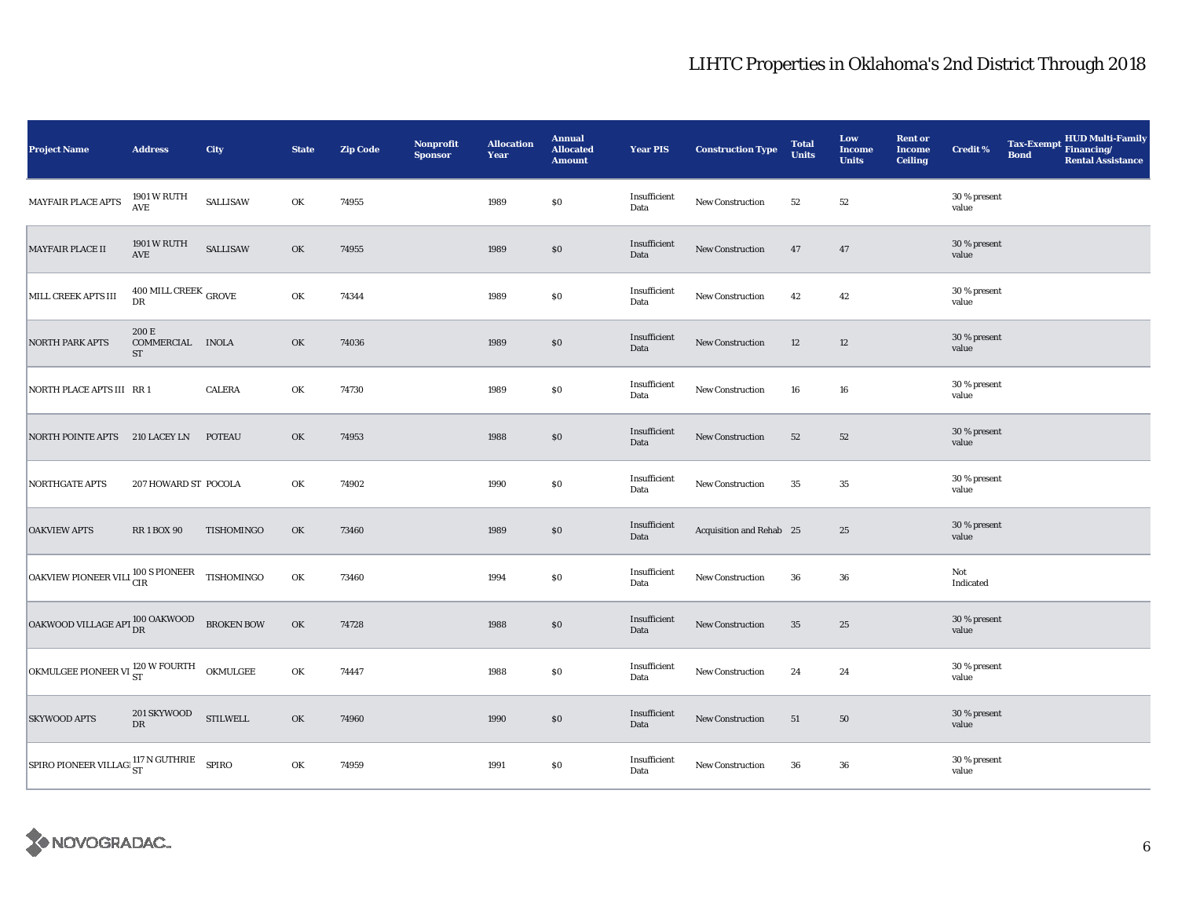# LIHTC Properties in Oklahoma's 2nd District Through 2018

| Project Name | Address | City | State | Zip Code | Nonprofit Sponsor | Allocation Year | Annual Allocated Amount | Year PIS | Construction Type | Total Units | Low Income Units | Rent or Income Ceiling | Credit % | Tax-Exempt Bond | HUD Multi-Family Financing/ Rental Assistance |
|---|---|---|---|---|---|---|---|---|---|---|---|---|---|---|---|
| MAYFAIR PLACE APTS | 1901 W RUTH AVE | SALLISAW | OK | 74955 | | 1989 | $0 | Insufficient Data | New Construction | 52 | 52 | | 30 % present value | | |
| MAYFAIR PLACE II | 1901 W RUTH AVE | SALLISAW | OK | 74955 | | 1989 | $0 | Insufficient Data | New Construction | 47 | 47 | | 30 % present value | | |
| MILL CREEK APTS III | 400 MILL CREEK DR | GROVE | OK | 74344 | | 1989 | $0 | Insufficient Data | New Construction | 42 | 42 | | 30 % present value | | |
| NORTH PARK APTS | 200 E COMMERCIAL ST | INOLA | OK | 74036 | | 1989 | $0 | Insufficient Data | New Construction | 12 | 12 | | 30 % present value | | |
| NORTH PLACE APTS III | RR 1 | CALERA | OK | 74730 | | 1989 | $0 | Insufficient Data | New Construction | 16 | 16 | | 30 % present value | | |
| NORTH POINTE APTS | 210 LACEY LN | POTEAU | OK | 74953 | | 1988 | $0 | Insufficient Data | New Construction | 52 | 52 | | 30 % present value | | |
| NORTHGATE APTS | 207 HOWARD ST | POCOLA | OK | 74902 | | 1990 | $0 | Insufficient Data | New Construction | 35 | 35 | | 30 % present value | | |
| OAKVIEW APTS | RR 1 BOX 90 | TISHOMINGO | OK | 73460 | | 1989 | $0 | Insufficient Data | Acquisition and Rehab | 25 | 25 | | 30 % present value | | |
| OAKVIEW PIONEER VILI | 100 S PIONEER CIR | TISHOMINGO | OK | 73460 | | 1994 | $0 | Insufficient Data | New Construction | 36 | 36 | | Not Indicated | | |
| OAKWOOD VILLAGE API | 100 OAKWOOD DR | BROKEN BOW | OK | 74728 | | 1988 | $0 | Insufficient Data | New Construction | 35 | 25 | | 30 % present value | | |
| OKMULGEE PIONEER VI | 120 W FOURTH ST | OKMULGEE | OK | 74447 | | 1988 | $0 | Insufficient Data | New Construction | 24 | 24 | | 30 % present value | | |
| SKYWOOD APTS | 201 SKYWOOD DR | STILWELL | OK | 74960 | | 1990 | $0 | Insufficient Data | New Construction | 51 | 50 | | 30 % present value | | |
| SPIRO PIONEER VILLAGI | 117 N GUTHRIE ST | SPIRO | OK | 74959 | | 1991 | $0 | Insufficient Data | New Construction | 36 | 36 | | 30 % present value | | |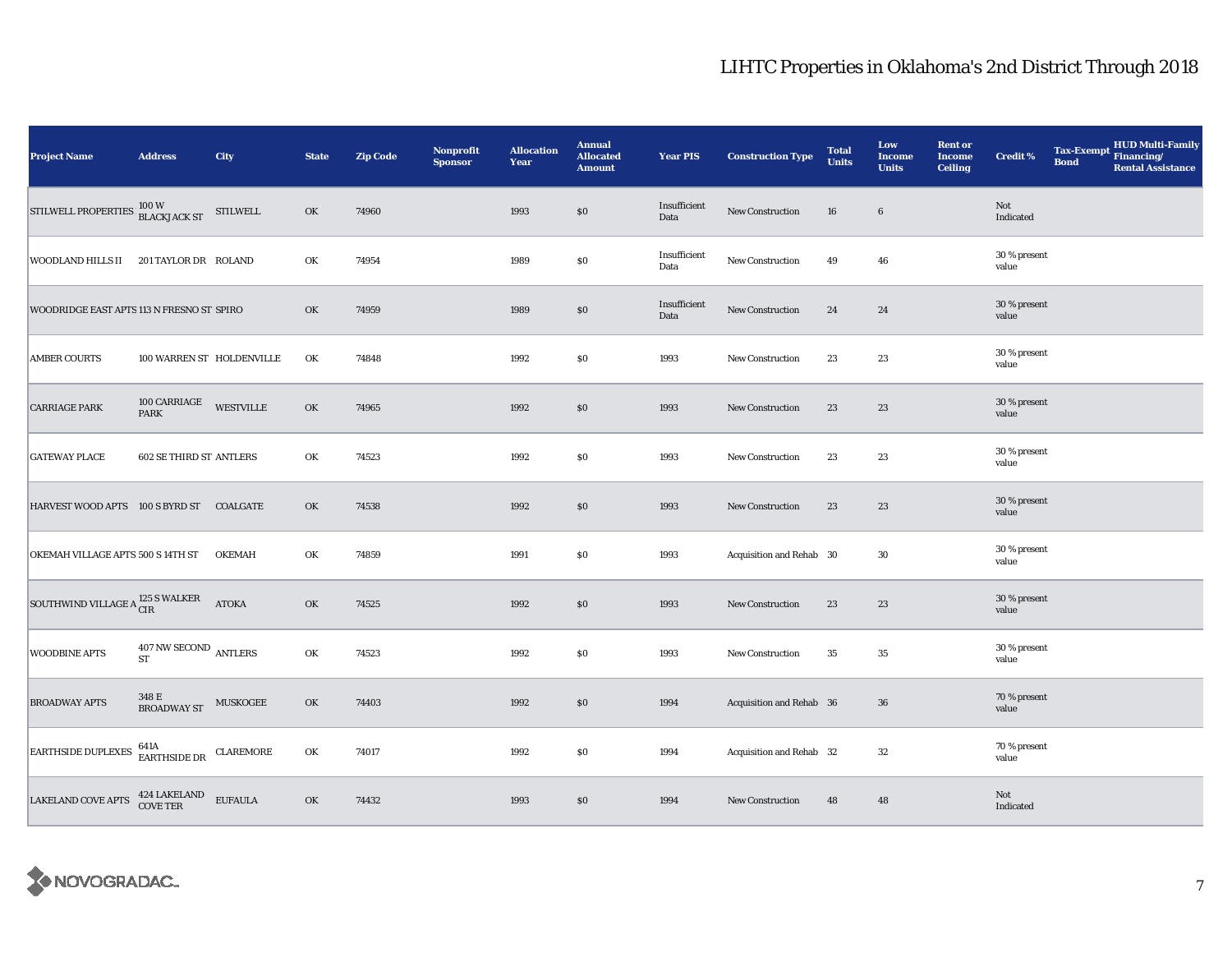# LIHTC Properties in Oklahoma's 2nd District Through 2018

| Project Name | Address | City | State | Zip Code | Nonprofit Sponsor | Allocation Year | Annual Allocated Amount | Year PIS | Construction Type | Total Units | Low Income Units | Rent or Income Ceiling | Credit % | Tax-Exempt Bond | HUD Multi-Family Financing/ Rental Assistance |
|---|---|---|---|---|---|---|---|---|---|---|---|---|---|---|---|
| STILWELL PROPERTIES | 100 W BLACKJACK ST | STILWELL | OK | 74960 | | 1993 | $0 | Insufficient Data | New Construction | 16 | 6 | | Not Indicated | | |
| WOODLAND HILLS II | 201 TAYLOR DR | ROLAND | OK | 74954 | | 1989 | $0 | Insufficient Data | New Construction | 49 | 46 | | 30 % present value | | |
| WOODRIDGE EAST APTS | 113 N FRESNO ST | SPIRO | OK | 74959 | | 1989 | $0 | Insufficient Data | New Construction | 24 | 24 | | 30 % present value | | |
| AMBER COURTS | 100 WARREN ST | HOLDENVILLE | OK | 74848 | | 1992 | $0 | 1993 | New Construction | 23 | 23 | | 30 % present value | | |
| CARRIAGE PARK | 100 CARRIAGE PARK | WESTVILLE | OK | 74965 | | 1992 | $0 | 1993 | New Construction | 23 | 23 | | 30 % present value | | |
| GATEWAY PLACE | 602 SE THIRD ST | ANTLERS | OK | 74523 | | 1992 | $0 | 1993 | New Construction | 23 | 23 | | 30 % present value | | |
| HARVEST WOOD APTS | 100 S BYRD ST | COALGATE | OK | 74538 | | 1992 | $0 | 1993 | New Construction | 23 | 23 | | 30 % present value | | |
| OKEMAH VILLAGE APTS | 500 S 14TH ST | OKEMAH | OK | 74859 | | 1991 | $0 | 1993 | Acquisition and Rehab | 30 | 30 | | 30 % present value | | |
| SOUTHWIND VILLAGE A | 125 S WALKER CIR | ATOKA | OK | 74525 | | 1992 | $0 | 1993 | New Construction | 23 | 23 | | 30 % present value | | |
| WOODBINE APTS | 407 NW SECOND ST | ANTLERS | OK | 74523 | | 1992 | $0 | 1993 | New Construction | 35 | 35 | | 30 % present value | | |
| BROADWAY APTS | 348 E BROADWAY ST | MUSKOGEE | OK | 74403 | | 1992 | $0 | 1994 | Acquisition and Rehab | 36 | 36 | | 70 % present value | | |
| EARTHSIDE DUPLEXES | 641A EARTHSIDE DR | CLAREMORE | OK | 74017 | | 1992 | $0 | 1994 | Acquisition and Rehab | 32 | 32 | | 70 % present value | | |
| LAKELAND COVE APTS | 424 LAKELAND COVE TER | EUFAULA | OK | 74432 | | 1993 | $0 | 1994 | New Construction | 48 | 48 | | Not Indicated | | |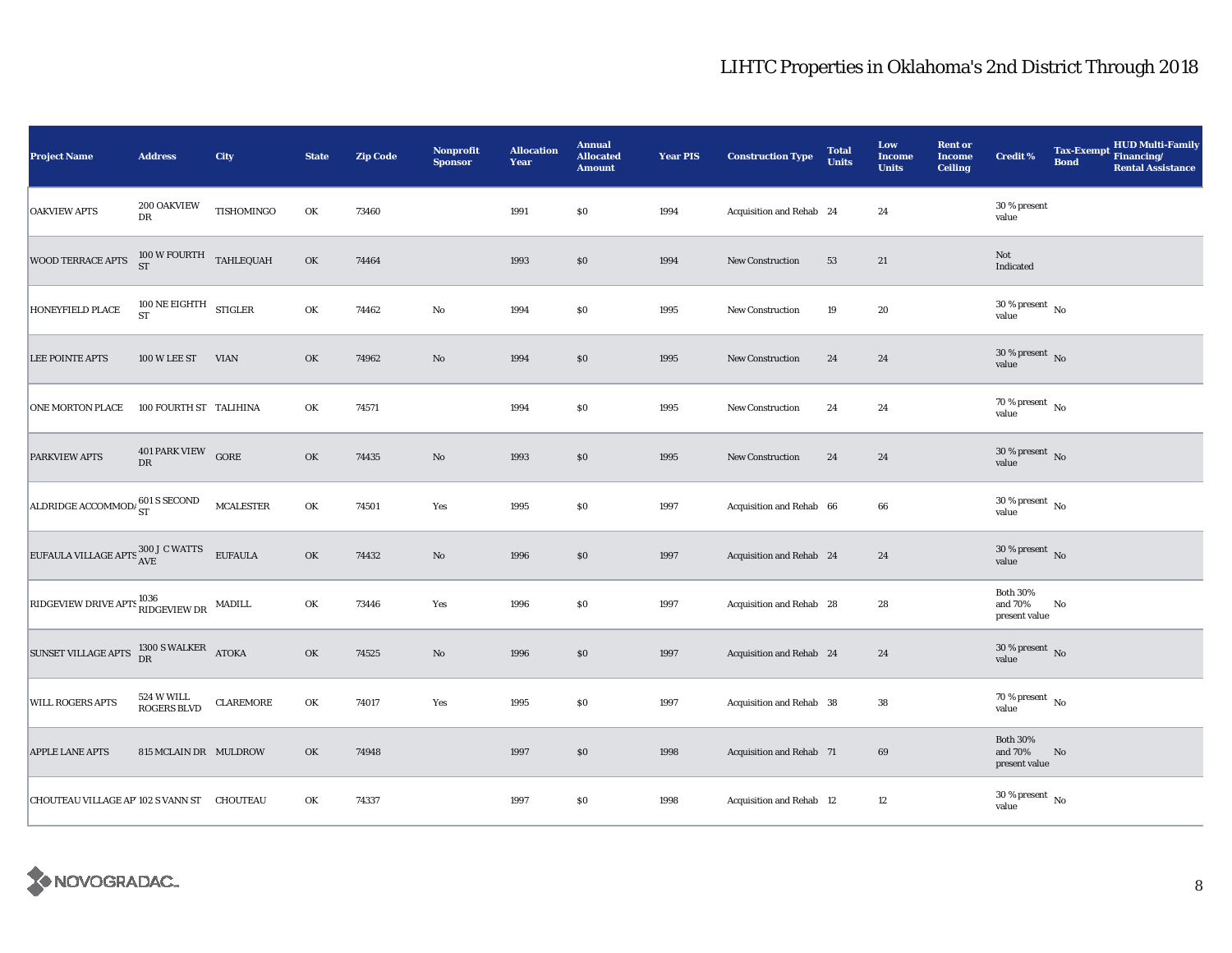# LIHTC Properties in Oklahoma's 2nd District Through 2018

| Project Name | Address | City | State | Zip Code | Nonprofit Sponsor | Allocation Year | Annual Allocated Amount | Year PIS | Construction Type | Total Units | Low Income Units | Rent or Income Ceiling | Credit % | Tax-Exempt Bond | HUD Multi-Family Financing/ Rental Assistance |
|---|---|---|---|---|---|---|---|---|---|---|---|---|---|---|---|
| OAKVIEW APTS | 200 OAKVIEW DR | TISHOMINGO | OK | 73460 | | 1991 | $0 | 1994 | Acquisition and Rehab | 24 | 24 | | 30 % present value | | |
| WOOD TERRACE APTS | 100 W FOURTH ST | TAHLEQUAH | OK | 74464 | | 1993 | $0 | 1994 | New Construction | 53 | 21 | | Not Indicated | | |
| HONEYFIELD PLACE | 100 NE EIGHTH ST | STIGLER | OK | 74462 | No | 1994 | $0 | 1995 | New Construction | 19 | 20 | | 30 % present value | No | |
| LEE POINTE APTS | 100 W LEE ST | VIAN | OK | 74962 | No | 1994 | $0 | 1995 | New Construction | 24 | 24 | | 30 % present value | No | |
| ONE MORTON PLACE | 100 FOURTH ST | TALIHINA | OK | 74571 | | 1994 | $0 | 1995 | New Construction | 24 | 24 | | 70 % present value | No | |
| PARKVIEW APTS | 401 PARK VIEW DR | GORE | OK | 74435 | No | 1993 | $0 | 1995 | New Construction | 24 | 24 | | 30 % present value | No | |
| ALDRIDGE ACCOMMODA | 601 S SECOND ST | MCALESTER | OK | 74501 | Yes | 1995 | $0 | 1997 | Acquisition and Rehab | 66 | 66 | | 30 % present value | No | |
| EUFAULA VILLAGE APTS | 300 J C WATTS AVE | EUFAULA | OK | 74432 | No | 1996 | $0 | 1997 | Acquisition and Rehab | 24 | 24 | | 30 % present value | No | |
| RIDGEVIEW DRIVE APTS | 1036 RIDGEVIEW DR | MADILL | OK | 73446 | Yes | 1996 | $0 | 1997 | Acquisition and Rehab | 28 | 28 | | Both 30% and 70% present value | No | |
| SUNSET VILLAGE APTS | 1300 S WALKER DR | ATOKA | OK | 74525 | No | 1996 | $0 | 1997 | Acquisition and Rehab | 24 | 24 | | 30 % present value | No | |
| WILL ROGERS APTS | 524 W WILL ROGERS BLVD | CLAREMORE | OK | 74017 | Yes | 1995 | $0 | 1997 | Acquisition and Rehab | 38 | 38 | | 70 % present value | No | |
| APPLE LANE APTS | 815 MCLAIN DR | MULDROW | OK | 74948 | | 1997 | $0 | 1998 | Acquisition and Rehab | 71 | 69 | | Both 30% and 70% present value | No | |
| CHOUTEAU VILLAGE AP | 102 S VANN ST | CHOUTEAU | OK | 74337 | | 1997 | $0 | 1998 | Acquisition and Rehab | 12 | 12 | | 30 % present value | No | |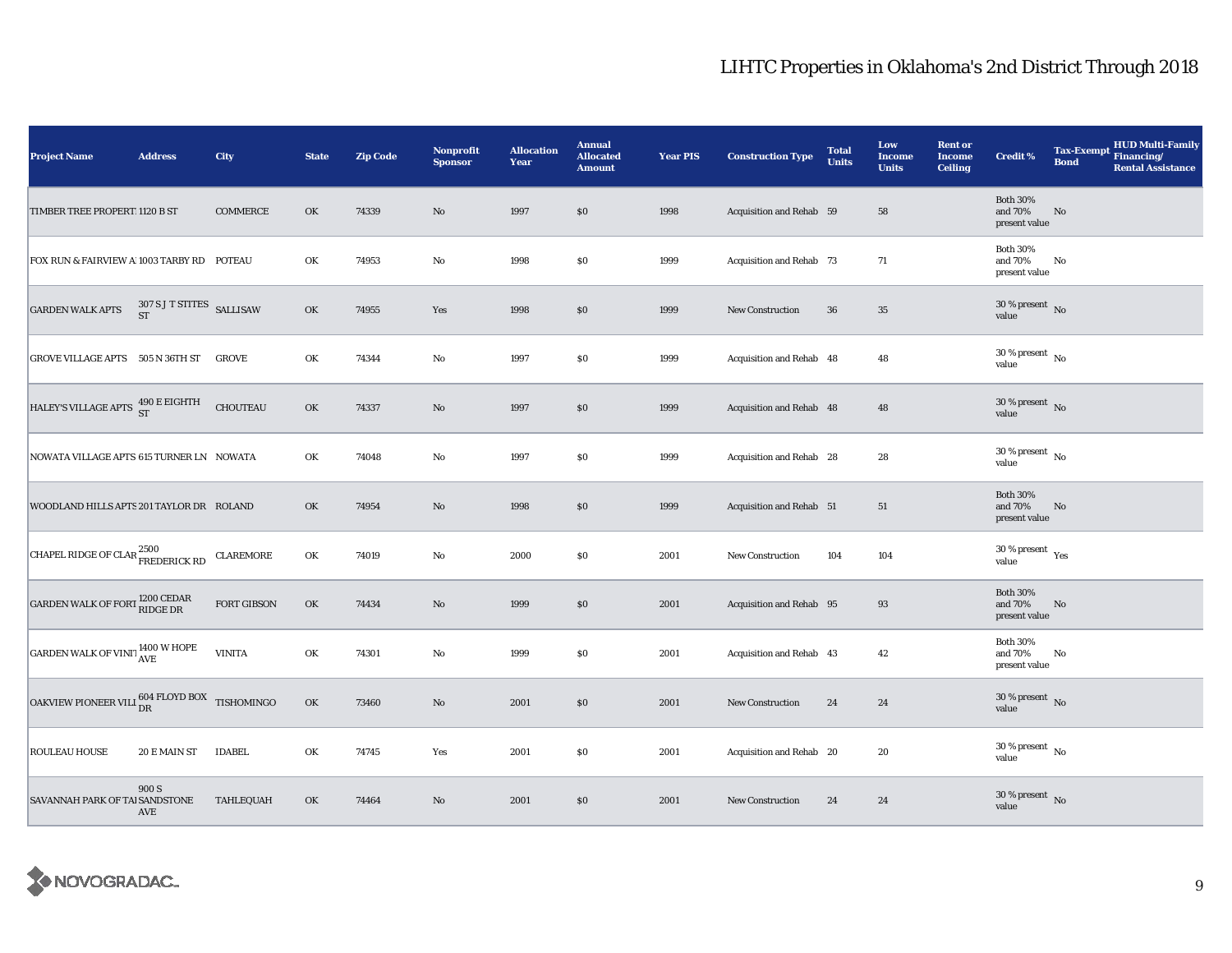# LIHTC Properties in Oklahoma's 2nd District Through 2018

| Project Name | Address | City | State | Zip Code | Nonprofit Sponsor | Allocation Year | Annual Allocated Amount | Year PIS | Construction Type | Total Units | Low Income Units | Rent or Income Ceiling | Credit % | Tax-Exempt Bond | HUD Multi-Family Financing/ Rental Assistance |
|---|---|---|---|---|---|---|---|---|---|---|---|---|---|---|---|
| TIMBER TREE PROPERT | 1120 B ST | COMMERCE | OK | 74339 | No | 1997 | $0 | 1998 | Acquisition and Rehab | 59 | 58 | | Both 30% and 70% present value | No | |
| FOX RUN & FAIRVIEW A | 1003 TARBY RD | POTEAU | OK | 74953 | No | 1998 | $0 | 1999 | Acquisition and Rehab | 73 | 71 | | Both 30% and 70% present value | No | |
| GARDEN WALK APTS | 307 S J T STITES ST | SALLISAW | OK | 74955 | Yes | 1998 | $0 | 1999 | New Construction | 36 | 35 | | 30 % present value | No | |
| GROVE VILLAGE APTS | 505 N 36TH ST | GROVE | OK | 74344 | No | 1997 | $0 | 1999 | Acquisition and Rehab | 48 | 48 | | 30 % present value | No | |
| HALEY'S VILLAGE APTS | 490 E EIGHTH ST | CHOUTEAU | OK | 74337 | No | 1997 | $0 | 1999 | Acquisition and Rehab | 48 | 48 | | 30 % present value | No | |
| NOWATA VILLAGE APTS | 615 TURNER LN | NOWATA | OK | 74048 | No | 1997 | $0 | 1999 | Acquisition and Rehab | 28 | 28 | | 30 % present value | No | |
| WOODLAND HILLS APTS | 201 TAYLOR DR | ROLAND | OK | 74954 | No | 1998 | $0 | 1999 | Acquisition and Rehab | 51 | 51 | | Both 30% and 70% present value | No | |
| CHAPEL RIDGE OF CLAR | 2500 FREDERICK RD | CLAREMORE | OK | 74019 | No | 2000 | $0 | 2001 | New Construction | 104 | 104 | | 30 % present value | Yes | |
| GARDEN WALK OF FORT | 1200 CEDAR RIDGE DR | FORT GIBSON | OK | 74434 | No | 1999 | $0 | 2001 | Acquisition and Rehab | 95 | 93 | | Both 30% and 70% present value | No | |
| GARDEN WALK OF VINIT | 1400 W HOPE AVE | VINITA | OK | 74301 | No | 1999 | $0 | 2001 | Acquisition and Rehab | 43 | 42 | | Both 30% and 70% present value | No | |
| OAKVIEW PIONEER VILI | 604 FLOYD BOX DR | TISHOMINGO | OK | 73460 | No | 2001 | $0 | 2001 | New Construction | 24 | 24 | | 30 % present value | No | |
| ROULEAU HOUSE | 20 E MAIN ST | IDABEL | OK | 74745 | Yes | 2001 | $0 | 2001 | Acquisition and Rehab | 20 | 20 | | 30 % present value | No | |
| SAVANNAH PARK OF TAI | 900 S SANDSTONE AVE | TAHLEQUAH | OK | 74464 | No | 2001 | $0 | 2001 | New Construction | 24 | 24 | | 30 % present value | No | |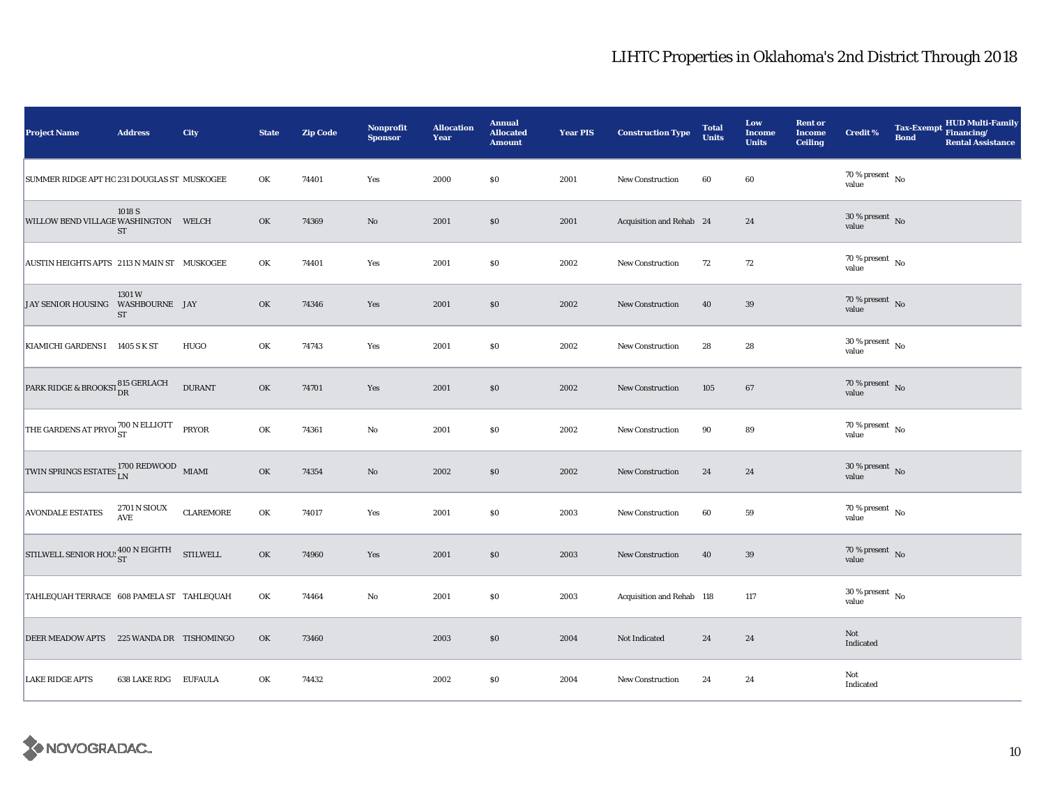# LIHTC Properties in Oklahoma's 2nd District Through 2018

| Project Name | Address | City | State | Zip Code | Nonprofit Sponsor | Allocation Year | Annual Allocated Amount | Year PIS | Construction Type | Total Units | Low Income Units | Rent or Income Ceiling | Credit % | Tax-Exempt Bond | HUD Multi-Family Financing/ Rental Assistance |
|---|---|---|---|---|---|---|---|---|---|---|---|---|---|---|---|
| SUMMER RIDGE APT HC | 231 DOUGLAS ST | MUSKOGEE | OK | 74401 | Yes | 2000 | $0 | 2001 | New Construction | 60 | 60 | | 70 % present value | No | |
| WILLOW BEND VILLAGE | 1018 S WASHINGTON ST | WELCH | OK | 74369 | No | 2001 | $0 | 2001 | Acquisition and Rehab | 24 | 24 | | 30 % present value | No | |
| AUSTIN HEIGHTS APTS | 2113 N MAIN ST | MUSKOGEE | OK | 74401 | Yes | 2001 | $0 | 2002 | New Construction | 72 | 72 | | 70 % present value | No | |
| JAY SENIOR HOUSING | 1301 W WASHBOURNE ST | JAY | OK | 74346 | Yes | 2001 | $0 | 2002 | New Construction | 40 | 39 | | 70 % present value | No | |
| KIAMICHI GARDENS I | 1405 S K ST | HUGO | OK | 74743 | Yes | 2001 | $0 | 2002 | New Construction | 28 | 28 | | 30 % present value | No | |
| PARK RIDGE & BROOKSI | 815 GERLACH DR | DURANT | OK | 74701 | Yes | 2001 | $0 | 2002 | New Construction | 105 | 67 | | 70 % present value | No | |
| THE GARDENS AT PRYOI | 700 N ELLIOTT ST | PRYOR | OK | 74361 | No | 2001 | $0 | 2002 | New Construction | 90 | 89 | | 70 % present value | No | |
| TWIN SPRINGS ESTATES | 1700 REDWOOD LN | MIAMI | OK | 74354 | No | 2002 | $0 | 2002 | New Construction | 24 | 24 | | 30 % present value | No | |
| AVONDALE ESTATES | 2701 N SIOUX AVE | CLAREMORE | OK | 74017 | Yes | 2001 | $0 | 2003 | New Construction | 60 | 59 | | 70 % present value | No | |
| STILWELL SENIOR HOUS | 400 N EIGHTH ST | STILWELL | OK | 74960 | Yes | 2001 | $0 | 2003 | New Construction | 40 | 39 | | 70 % present value | No | |
| TAHLEQUAH TERRACE | 608 PAMELA ST | TAHLEQUAH | OK | 74464 | No | 2001 | $0 | 2003 | Acquisition and Rehab | 118 | 117 | | 30 % present value | No | |
| DEER MEADOW APTS | 225 WANDA DR | TISHOMINGO | OK | 73460 | | 2003 | $0 | 2004 | Not Indicated | 24 | 24 | | Not Indicated | | |
| LAKE RIDGE APTS | 638 LAKE RDG | EUFAULA | OK | 74432 | | 2002 | $0 | 2004 | New Construction | 24 | 24 | | Not Indicated | | |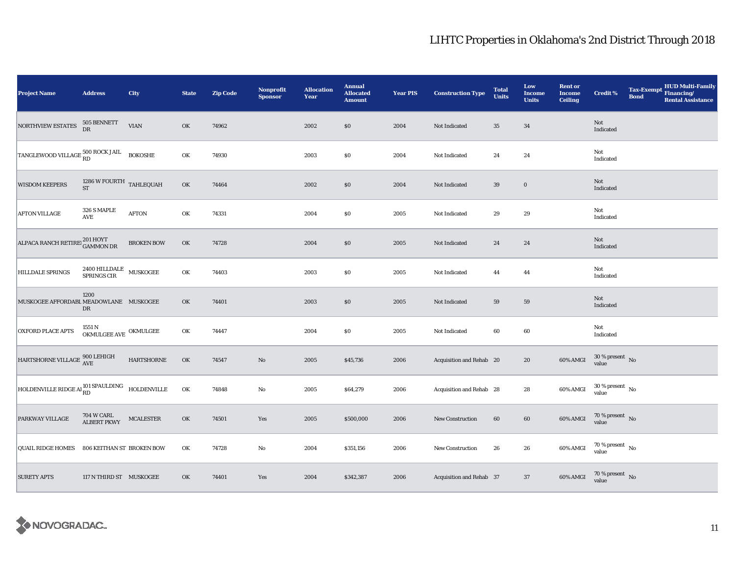# LIHTC Properties in Oklahoma's 2nd District Through 2018

| Project Name | Address | City | State | Zip Code | Nonprofit Sponsor | Allocation Year | Annual Allocated Amount | Year PIS | Construction Type | Total Units | Low Income Units | Rent or Income Ceiling | Credit % | Tax-Exempt Bond | HUD Multi-Family Financing/ Rental Assistance |
|---|---|---|---|---|---|---|---|---|---|---|---|---|---|---|---|
| NORTHVIEW ESTATES | 505 BENNETT DR | VIAN | OK | 74962 | | 2002 | $0 | 2004 | Not Indicated | 35 | 34 | | Not Indicated | | |
| TANGLEWOOD VILLAGE | 500 ROCK JAIL RD | BOKOSHE | OK | 74930 | | 2003 | $0 | 2004 | Not Indicated | 24 | 24 | | Not Indicated | | |
| WISDOM KEEPERS | 1286 W FOURTH ST | TAHLEQUAH | OK | 74464 | | 2002 | $0 | 2004 | Not Indicated | 39 | 0 | | Not Indicated | | |
| AFTON VILLAGE | 326 S MAPLE AVE | AFTON | OK | 74331 | | 2004 | $0 | 2005 | Not Indicated | 29 | 29 | | Not Indicated | | |
| ALPACA RANCH RETIREI | 201 HOYT GAMMON DR | BROKEN BOW | OK | 74728 | | 2004 | $0 | 2005 | Not Indicated | 24 | 24 | | Not Indicated | | |
| HILLDALE SPRINGS | 2400 HILLDALE SPRINGS CIR | MUSKOGEE | OK | 74403 | | 2003 | $0 | 2005 | Not Indicated | 44 | 44 | | Not Indicated | | |
| MUSKOGEE AFFORDABL | 1200 MEADOWLANE DR | MUSKOGEE | OK | 74401 | | 2003 | $0 | 2005 | Not Indicated | 59 | 59 | | Not Indicated | | |
| OXFORD PLACE APTS | 1551 N OKMULGEE AVE | OKMULGEE | OK | 74447 | | 2004 | $0 | 2005 | Not Indicated | 60 | 60 | | Not Indicated | | |
| HARTSHORNE VILLAGE | 900 LEHIGH AVE | HARTSHORNE | OK | 74547 | No | 2005 | $45,736 | 2006 | Acquisition and Rehab | 20 | 20 | 60% AMGI | 30 % present value | No | |
| HOLDENVILLE RIDGE AI | 101 SPAULDING RD | HOLDENVILLE | OK | 74848 | No | 2005 | $64,279 | 2006 | Acquisition and Rehab | 28 | 28 | 60% AMGI | 30 % present value | No | |
| PARKWAY VILLAGE | 704 W CARL ALBERT PKWY | MCALESTER | OK | 74501 | Yes | 2005 | $500,000 | 2006 | New Construction | 60 | 60 | 60% AMGI | 70 % present value | No | |
| QUAIL RIDGE HOMES | 806 KEITHAN ST | BROKEN BOW | OK | 74728 | No | 2004 | $351,156 | 2006 | New Construction | 26 | 26 | 60% AMGI | 70 % present value | No | |
| SURETY APTS | 117 N THIRD ST | MUSKOGEE | OK | 74401 | Yes | 2004 | $342,387 | 2006 | Acquisition and Rehab | 37 | 37 | 60% AMGI | 70 % present value | No | |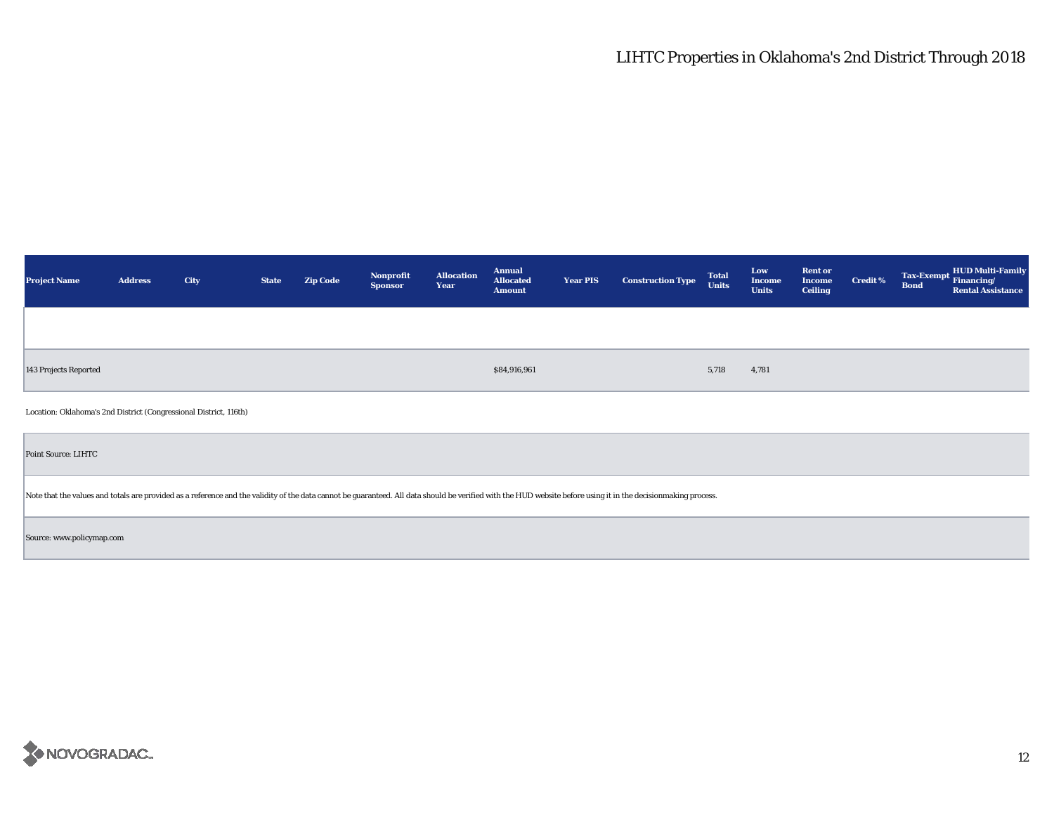# LIHTC Properties in Oklahoma's 2nd District Through 2018

| Project Name | Address | City | State | Zip Code | Nonprofit Sponsor | Allocation Year | Annual Allocated Amount | Year PIS | Construction Type | Total Units | Low Income Units | Rent or Income Ceiling | Credit % | Tax-Exempt Bond | HUD Multi-Family Financing/ Rental Assistance |
|---|---|---|---|---|---|---|---|---|---|---|---|---|---|---|---|
| | | | | | | | | | | | | | | | |
| 143 Projects Reported | | | | | | | $84,916,961 | | | 5,718 | 4,781 | | | | |

Location: Oklahoma's 2nd District (Congressional District, 116th)

Point Source: LIHTC

Note that the values and totals are provided as a reference and the validity of the data cannot be guaranteed. All data should be verified with the HUD website before using it in the decisionmaking process.

Source: www.policymap.com